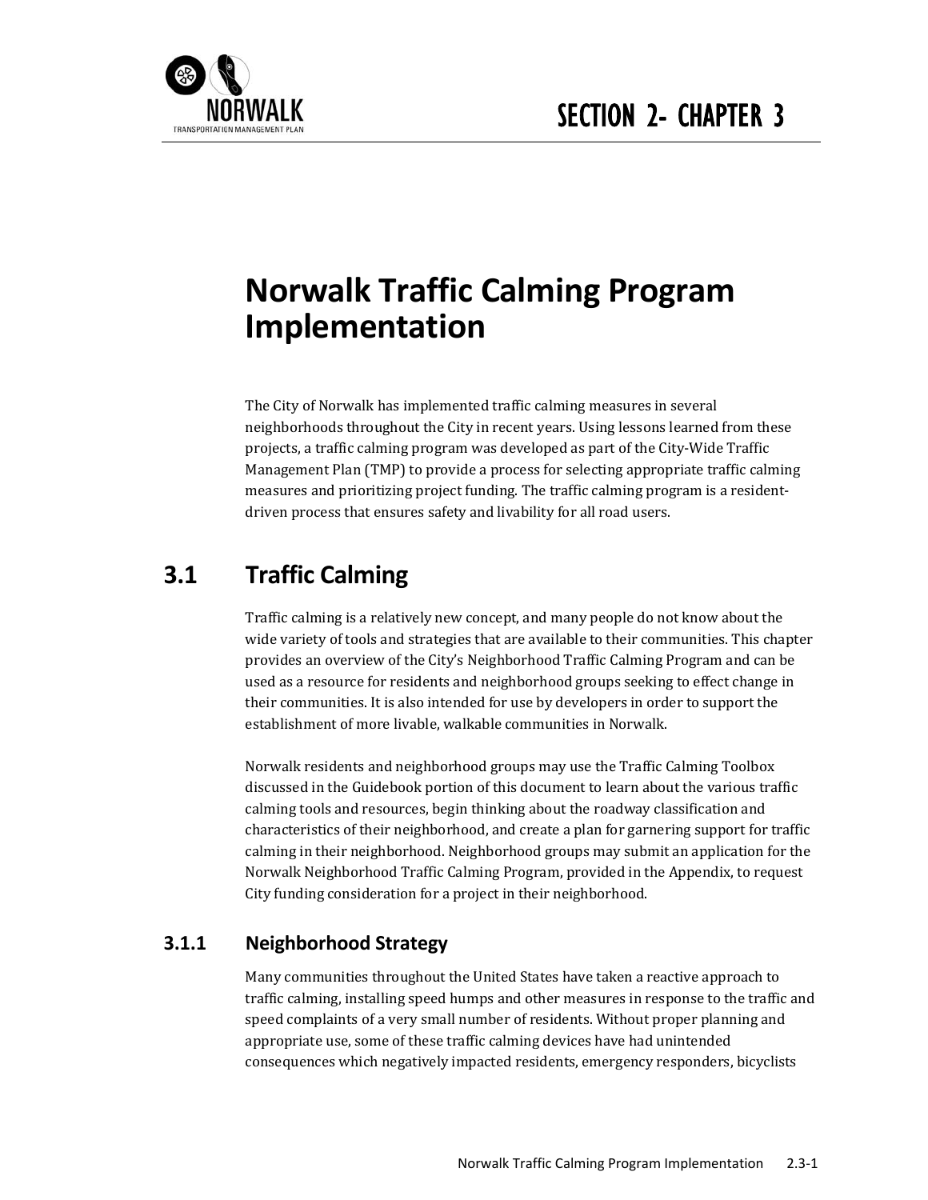# SECTION 2- CHAPTER 3

# Norwalk Traffic Calming Program Implementation

The City of Norwalk has implemented traffic calming measures in several neighborhoods throughout the City in recent years. Using lessons learned from these projects, a traffic calming program was developed as part of the City-Wide Traffic Management Plan (TMP) to provide a process for selecting appropriate traffic calming measures and prioritizing project funding. The traffic calming program is a resident-driven process that ensures safety and livability for all road users.

## 3.1 Traffic Calming

Traffic calming is a relatively new concept, and many people do not know about the wide variety of tools and strategies that are available to their communities. This chapter provides an overview of the City's Neighborhood Traffic Calming Program and can be used as a resource for residents and neighborhood groups seeking to effect change in their communities. It is also intended for use by developers in order to support the establishment of more livable, walkable communities in Norwalk.

Norwalk residents and neighborhood groups may use the Traffic Calming Toolbox discussed in the Guidebook portion of this document to learn about the various traffic calming tools and resources, begin thinking about the roadway classification and characteristics of their neighborhood, and create a plan for garnering support for traffic calming in their neighborhood. Neighborhood groups may submit an application for the Norwalk Neighborhood Traffic Calming Program, provided in the Appendix, to request City funding consideration for a project in their neighborhood.

### 3.1.1 Neighborhood Strategy

Many communities throughout the United States have taken a reactive approach to traffic calming, installing speed humps and other measures in response to the traffic and speed complaints of a very small number of residents. Without proper planning and appropriate use, some of these traffic calming devices have had unintended consequences which negatively impacted residents, emergency responders, bicyclists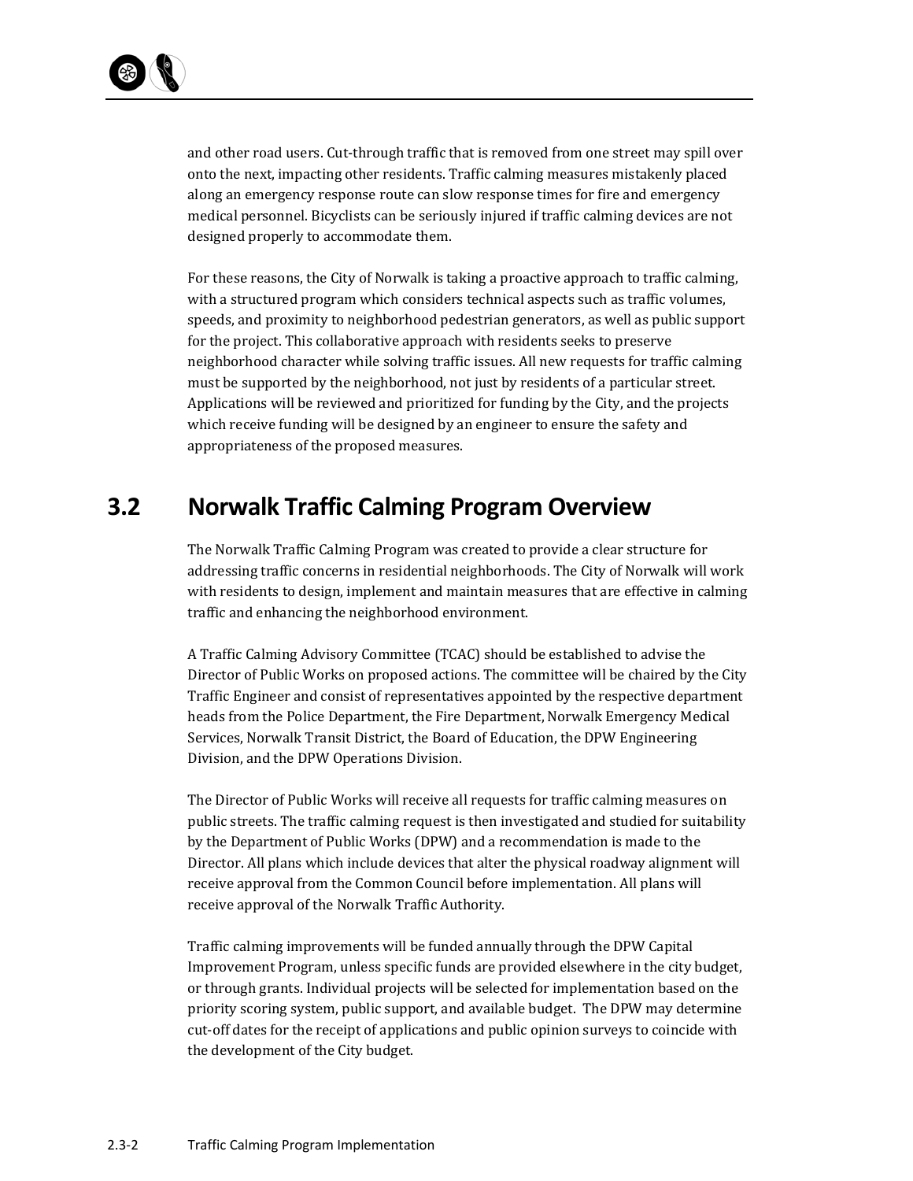and other road users. Cut-through traffic that is removed from one street may spill over onto the next, impacting other residents. Traffic calming measures mistakenly placed along an emergency response route can slow response times for fire and emergency medical personnel. Bicyclists can be seriously injured if traffic calming devices are not designed properly to accommodate them.

For these reasons, the City of Norwalk is taking a proactive approach to traffic calming, with a structured program which considers technical aspects such as traffic volumes, speeds, and proximity to neighborhood pedestrian generators, as well as public support for the project. This collaborative approach with residents seeks to preserve neighborhood character while solving traffic issues. All new requests for traffic calming must be supported by the neighborhood, not just by residents of a particular street. Applications will be reviewed and prioritized for funding by the City, and the projects which receive funding will be designed by an engineer to ensure the safety and appropriateness of the proposed measures.

## 3.2 Norwalk Traffic Calming Program Overview

The Norwalk Traffic Calming Program was created to provide a clear structure for addressing traffic concerns in residential neighborhoods. The City of Norwalk will work with residents to design, implement and maintain measures that are effective in calming traffic and enhancing the neighborhood environment.

A Traffic Calming Advisory Committee (TCAC) should be established to advise the Director of Public Works on proposed actions. The committee will be chaired by the City Traffic Engineer and consist of representatives appointed by the respective department heads from the Police Department, the Fire Department, Norwalk Emergency Medical Services, Norwalk Transit District, the Board of Education, the DPW Engineering Division, and the DPW Operations Division.

The Director of Public Works will receive all requests for traffic calming measures on public streets. The traffic calming request is then investigated and studied for suitability by the Department of Public Works (DPW) and a recommendation is made to the Director. All plans which include devices that alter the physical roadway alignment will receive approval from the Common Council before implementation. All plans will receive approval of the Norwalk Traffic Authority.

Traffic calming improvements will be funded annually through the DPW Capital Improvement Program, unless specific funds are provided elsewhere in the city budget, or through grants. Individual projects will be selected for implementation based on the priority scoring system, public support, and available budget. The DPW may determine cut-off dates for the receipt of applications and public opinion surveys to coincide with the development of the City budget.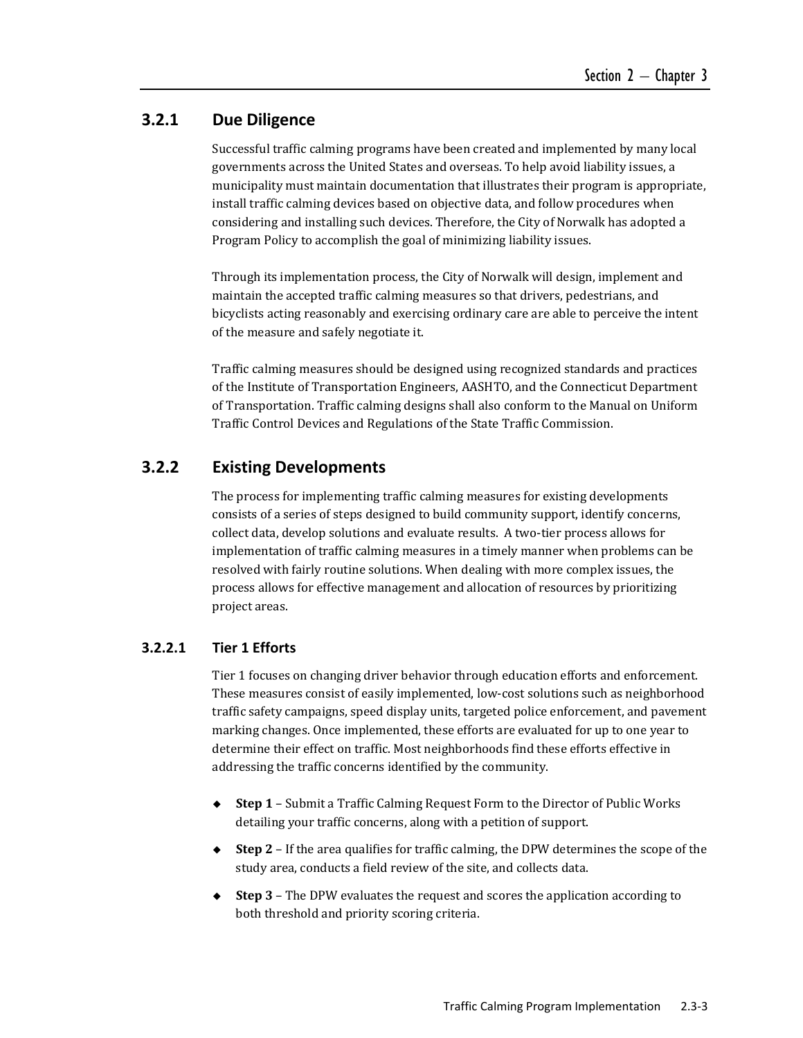### 3.2.1 Due Diligence

Successful traffic calming programs have been created and implemented by many local governments across the United States and overseas. To help avoid liability issues, a municipality must maintain documentation that illustrates their program is appropriate, install traffic calming devices based on objective data, and follow procedures when considering and installing such devices. Therefore, the City of Norwalk has adopted a Program Policy to accomplish the goal of minimizing liability issues.

Through its implementation process, the City of Norwalk will design, implement and maintain the accepted traffic calming measures so that drivers, pedestrians, and bicyclists acting reasonably and exercising ordinary care are able to perceive the intent of the measure and safely negotiate it.

Traffic calming measures should be designed using recognized standards and practices of the Institute of Transportation Engineers, AASHTO, and the Connecticut Department of Transportation. Traffic calming designs shall also conform to the Manual on Uniform Traffic Control Devices and Regulations of the State Traffic Commission.

### 3.2.2 Existing Developments

The process for implementing traffic calming measures for existing developments consists of a series of steps designed to build community support, identify concerns, collect data, develop solutions and evaluate results. A two-tier process allows for implementation of traffic calming measures in a timely manner when problems can be resolved with fairly routine solutions. When dealing with more complex issues, the process allows for effective management and allocation of resources by prioritizing project areas.

#### 3.2.2.1 Tier 1 Efforts

Tier 1 focuses on changing driver behavior through education efforts and enforcement. These measures consist of easily implemented, low-cost solutions such as neighborhood traffic safety campaigns, speed display units, targeted police enforcement, and pavement marking changes. Once implemented, these efforts are evaluated for up to one year to determine their effect on traffic. Most neighborhoods find these efforts effective in addressing the traffic concerns identified by the community.

- **Step 1** – Submit a Traffic Calming Request Form to the Director of Public Works detailing your traffic concerns, along with a petition of support.
- **Step 2** – If the area qualifies for traffic calming, the DPW determines the scope of the study area, conducts a field review of the site, and collects data.
- **Step 3** – The DPW evaluates the request and scores the application according to both threshold and priority scoring criteria.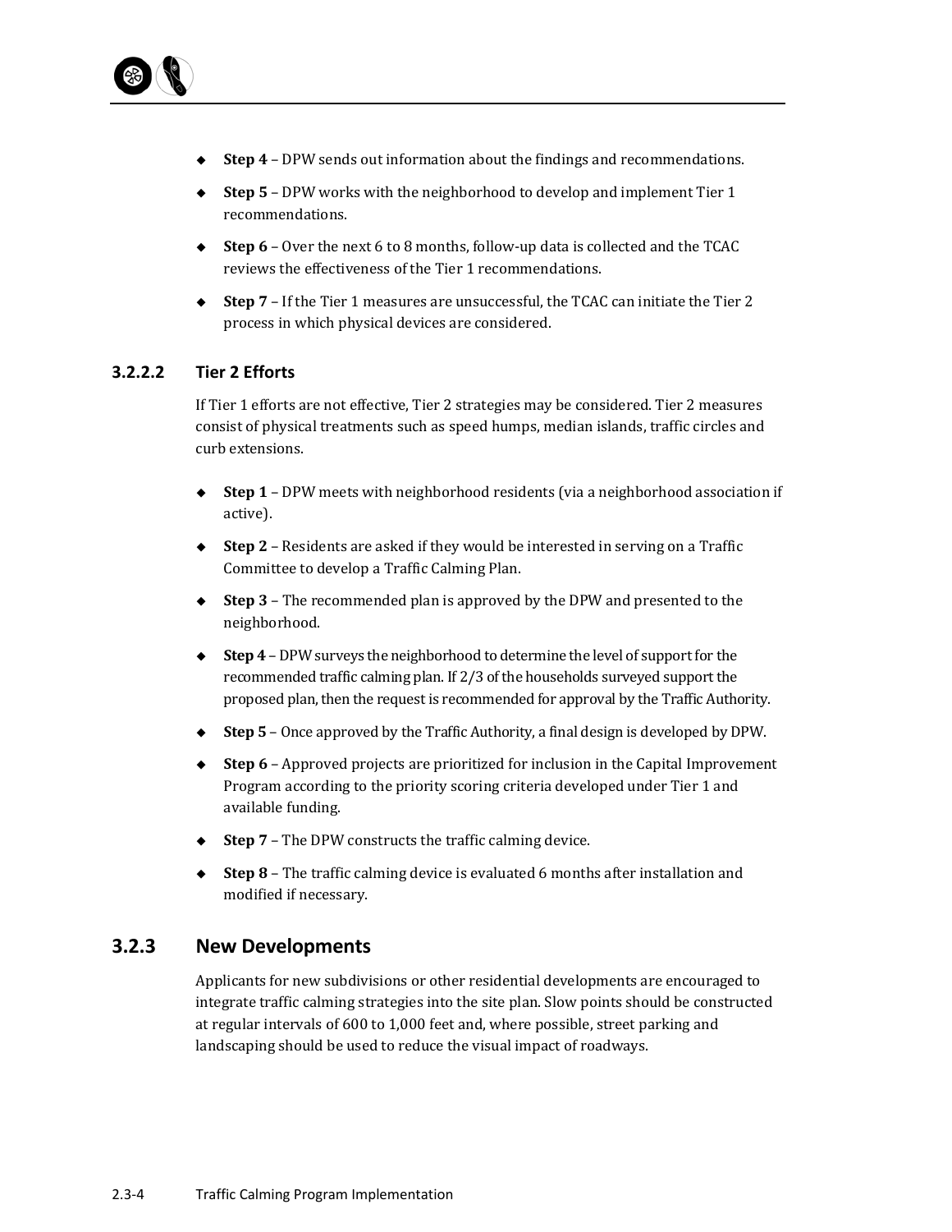- **Step 4** – DPW sends out information about the findings and recommendations.
- **Step 5** – DPW works with the neighborhood to develop and implement Tier 1 recommendations.
- **Step 6** – Over the next 6 to 8 months, follow-up data is collected and the TCAC reviews the effectiveness of the Tier 1 recommendations.
- **Step 7** – If the Tier 1 measures are unsuccessful, the TCAC can initiate the Tier 2 process in which physical devices are considered.

#### 3.2.2.2 Tier 2 Efforts

If Tier 1 efforts are not effective, Tier 2 strategies may be considered. Tier 2 measures consist of physical treatments such as speed humps, median islands, traffic circles and curb extensions.

- **Step 1** – DPW meets with neighborhood residents (via a neighborhood association if active).
- **Step 2** – Residents are asked if they would be interested in serving on a Traffic Committee to develop a Traffic Calming Plan.
- **Step 3** – The recommended plan is approved by the DPW and presented to the neighborhood.
- **Step 4** – DPW surveys the neighborhood to determine the level of support for the recommended traffic calming plan. If 2/3 of the households surveyed support the proposed plan, then the request is recommended for approval by the Traffic Authority.
- **Step 5** – Once approved by the Traffic Authority, a final design is developed by DPW.
- **Step 6** – Approved projects are prioritized for inclusion in the Capital Improvement Program according to the priority scoring criteria developed under Tier 1 and available funding.
- **Step 7** – The DPW constructs the traffic calming device.
- **Step 8** – The traffic calming device is evaluated 6 months after installation and modified if necessary.

### 3.2.3 New Developments

Applicants for new subdivisions or other residential developments are encouraged to integrate traffic calming strategies into the site plan. Slow points should be constructed at regular intervals of 600 to 1,000 feet and, where possible, street parking and landscaping should be used to reduce the visual impact of roadways.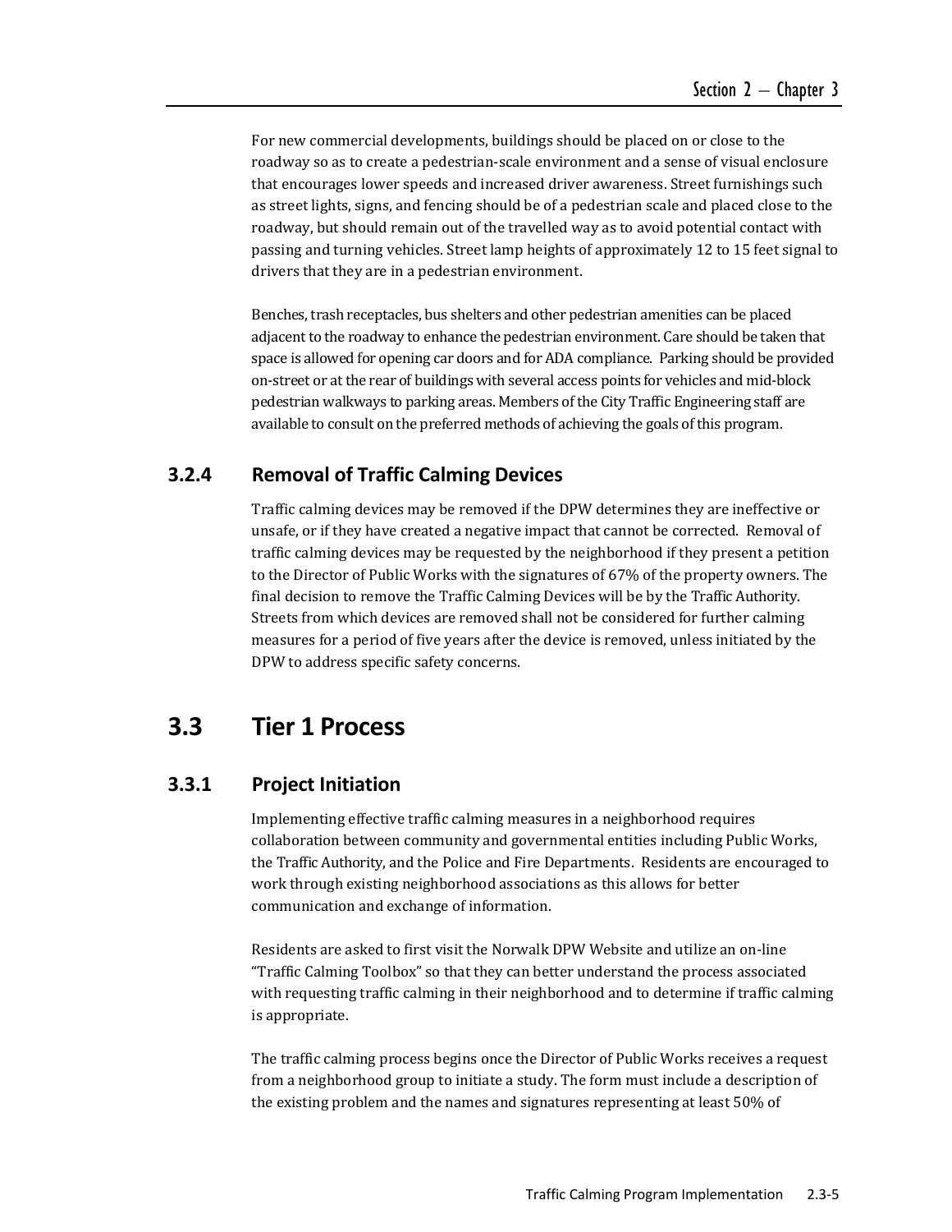For new commercial developments, buildings should be placed on or close to the roadway so as to create a pedestrian-scale environment and a sense of visual enclosure that encourages lower speeds and increased driver awareness. Street furnishings such as street lights, signs, and fencing should be of a pedestrian scale and placed close to the roadway, but should remain out of the travelled way as to avoid potential contact with passing and turning vehicles. Street lamp heights of approximately 12 to 15 feet signal to drivers that they are in a pedestrian environment.

Benches, trash receptacles, bus shelters and other pedestrian amenities can be placed adjacent to the roadway to enhance the pedestrian environment. Care should be taken that space is allowed for opening car doors and for ADA compliance. Parking should be provided on-street or at the rear of buildings with several access points for vehicles and mid-block pedestrian walkways to parking areas. Members of the City Traffic Engineering staff are available to consult on the preferred methods of achieving the goals of this program.

### 3.2.4 Removal of Traffic Calming Devices

Traffic calming devices may be removed if the DPW determines they are ineffective or unsafe, or if they have created a negative impact that cannot be corrected. Removal of traffic calming devices may be requested by the neighborhood if they present a petition to the Director of Public Works with the signatures of 67% of the property owners. The final decision to remove the Traffic Calming Devices will be by the Traffic Authority. Streets from which devices are removed shall not be considered for further calming measures for a period of five years after the device is removed, unless initiated by the DPW to address specific safety concerns.

## 3.3 Tier 1 Process

### 3.3.1 Project Initiation

Implementing effective traffic calming measures in a neighborhood requires collaboration between community and governmental entities including Public Works, the Traffic Authority, and the Police and Fire Departments. Residents are encouraged to work through existing neighborhood associations as this allows for better communication and exchange of information.

Residents are asked to first visit the Norwalk DPW Website and utilize an on-line "Traffic Calming Toolbox" so that they can better understand the process associated with requesting traffic calming in their neighborhood and to determine if traffic calming is appropriate.

The traffic calming process begins once the Director of Public Works receives a request from a neighborhood group to initiate a study. The form must include a description of the existing problem and the names and signatures representing at least 50% of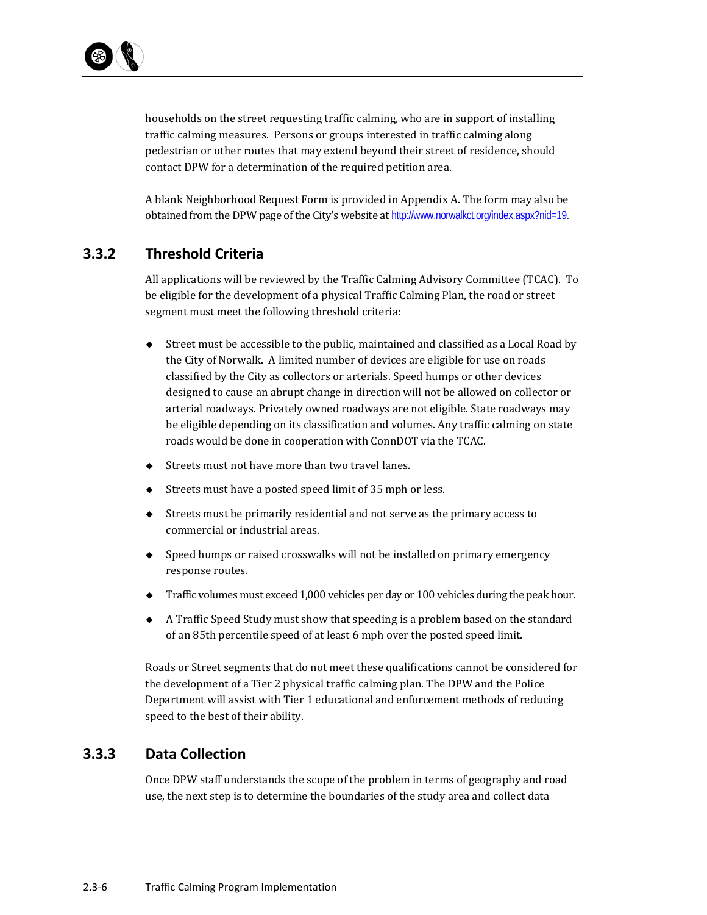households on the street requesting traffic calming, who are in support of installing traffic calming measures. Persons or groups interested in traffic calming along pedestrian or other routes that may extend beyond their street of residence, should contact DPW for a determination of the required petition area.

A blank Neighborhood Request Form is provided in Appendix A. The form may also be obtained from the DPW page of the City's website at http://www.norwalkct.org/index.aspx?nid=19.

### 3.3.2 Threshold Criteria

All applications will be reviewed by the Traffic Calming Advisory Committee (TCAC). To be eligible for the development of a physical Traffic Calming Plan, the road or street segment must meet the following threshold criteria:

- Street must be accessible to the public, maintained and classified as a Local Road by the City of Norwalk. A limited number of devices are eligible for use on roads classified by the City as collectors or arterials. Speed humps or other devices designed to cause an abrupt change in direction will not be allowed on collector or arterial roadways. Privately owned roadways are not eligible. State roadways may be eligible depending on its classification and volumes. Any traffic calming on state roads would be done in cooperation with ConnDOT via the TCAC.
- Streets must not have more than two travel lanes.
- Streets must have a posted speed limit of 35 mph or less.
- Streets must be primarily residential and not serve as the primary access to commercial or industrial areas.
- Speed humps or raised crosswalks will not be installed on primary emergency response routes.
- Traffic volumes must exceed 1,000 vehicles per day or 100 vehicles during the peak hour.
- A Traffic Speed Study must show that speeding is a problem based on the standard of an 85th percentile speed of at least 6 mph over the posted speed limit.

Roads or Street segments that do not meet these qualifications cannot be considered for the development of a Tier 2 physical traffic calming plan. The DPW and the Police Department will assist with Tier 1 educational and enforcement methods of reducing speed to the best of their ability.

### 3.3.3 Data Collection

Once DPW staff understands the scope of the problem in terms of geography and road use, the next step is to determine the boundaries of the study area and collect data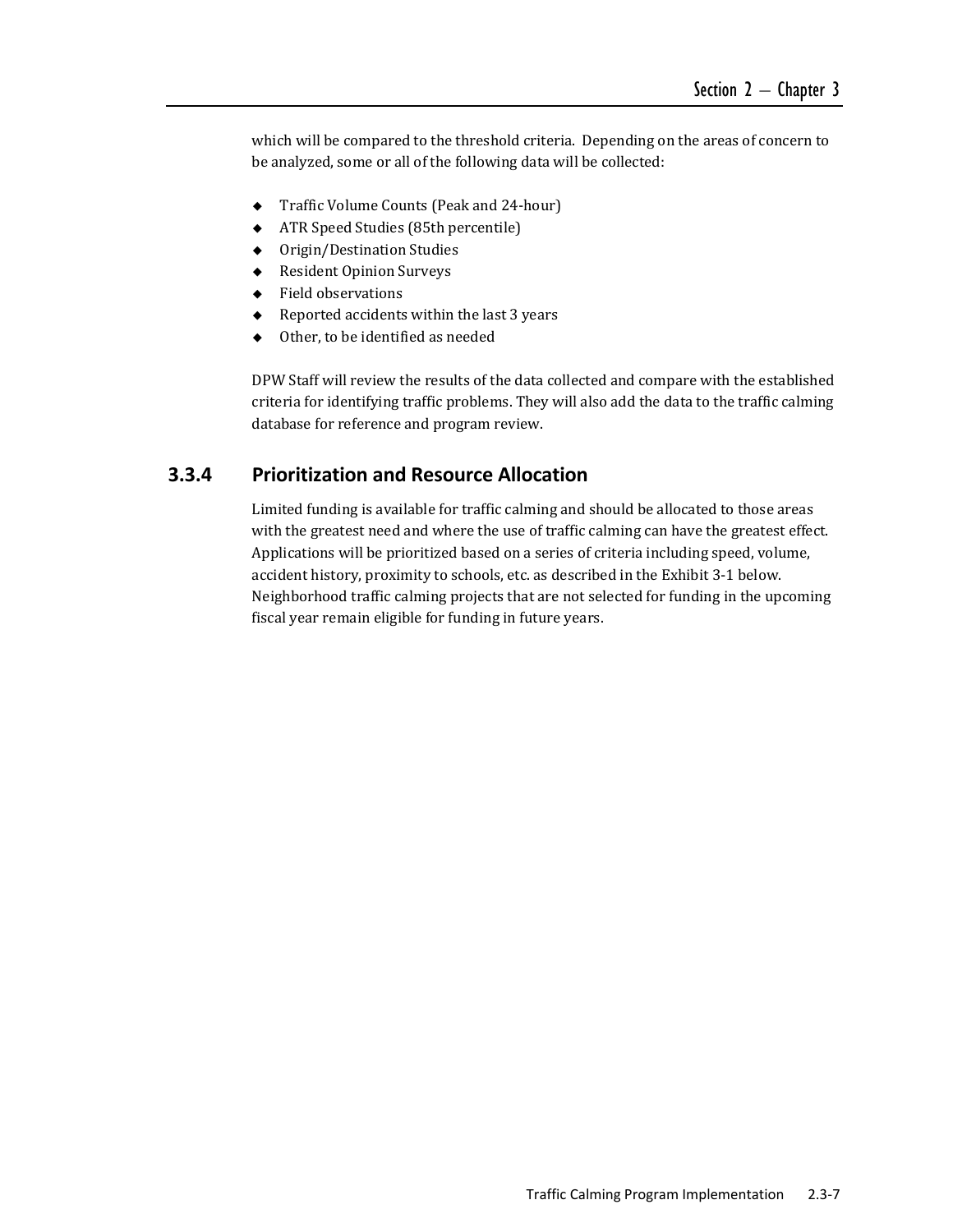which will be compared to the threshold criteria. Depending on the areas of concern to be analyzed, some or all of the following data will be collected:

- Traffic Volume Counts (Peak and 24-hour)
- ATR Speed Studies (85th percentile)
- Origin/Destination Studies
- Resident Opinion Surveys
- Field observations
- Reported accidents within the last 3 years
- Other, to be identified as needed

DPW Staff will review the results of the data collected and compare with the established criteria for identifying traffic problems. They will also add the data to the traffic calming database for reference and program review.

### 3.3.4 Prioritization and Resource Allocation

Limited funding is available for traffic calming and should be allocated to those areas with the greatest need and where the use of traffic calming can have the greatest effect. Applications will be prioritized based on a series of criteria including speed, volume, accident history, proximity to schools, etc. as described in the Exhibit 3-1 below. Neighborhood traffic calming projects that are not selected for funding in the upcoming fiscal year remain eligible for funding in future years.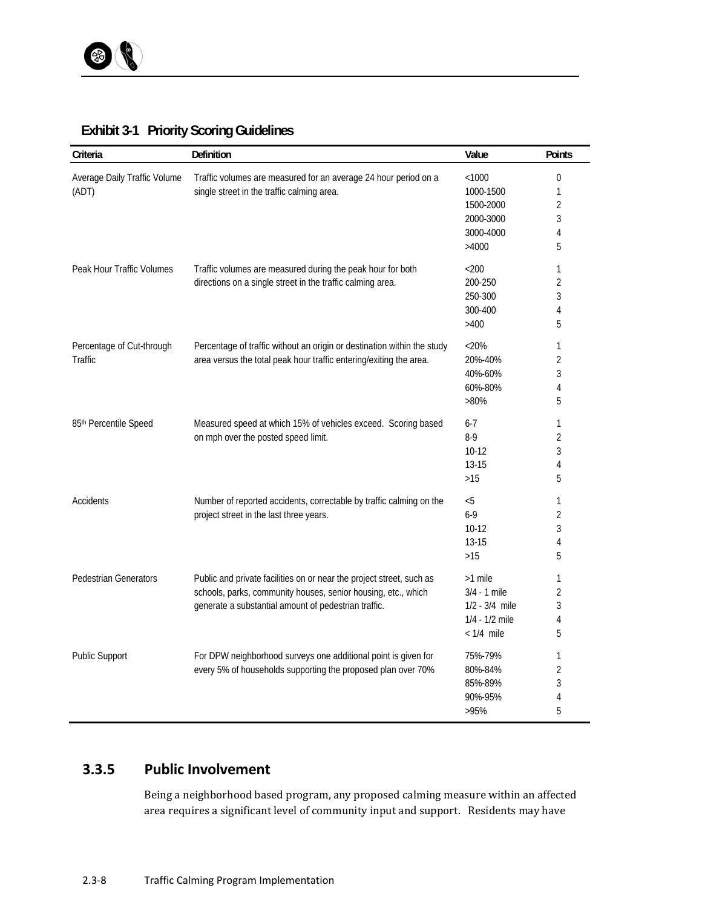**Exhibit 3-1 Priority Scoring Guidelines**

| Criteria | Definition | Value | Points |
|---|---|---|---|
| Average Daily Traffic Volume (ADT) | Traffic volumes are measured for an average 24 hour period on a single street in the traffic calming area. | <1000 | 0 |
| | | 1000-1500 | 1 |
| | | 1500-2000 | 2 |
| | | 2000-3000 | 3 |
| | | 3000-4000 | 4 |
| | | >4000 | 5 |
| Peak Hour Traffic Volumes | Traffic volumes are measured during the peak hour for both directions on a single street in the traffic calming area. | <200 | 1 |
| | | 200-250 | 2 |
| | | 250-300 | 3 |
| | | 300-400 | 4 |
| | | >400 | 5 |
| Percentage of Cut-through Traffic | Percentage of traffic without an origin or destination within the study area versus the total peak hour traffic entering/exiting the area. | <20% | 1 |
| | | 20%-40% | 2 |
| | | 40%-60% | 3 |
| | | 60%-80% | 4 |
| | | >80% | 5 |
| 85th Percentile Speed | Measured speed at which 15% of vehicles exceed. Scoring based on mph over the posted speed limit. | 6-7 | 1 |
| | | 8-9 | 2 |
| | | 10-12 | 3 |
| | | 13-15 | 4 |
| | | >15 | 5 |
| Accidents | Number of reported accidents, correctable by traffic calming on the project street in the last three years. | <5 | 1 |
| | | 6-9 | 2 |
| | | 10-12 | 3 |
| | | 13-15 | 4 |
| | | >15 | 5 |
| Pedestrian Generators | Public and private facilities on or near the project street, such as schools, parks, community houses, senior housing, etc., which generate a substantial amount of pedestrian traffic. | >1 mile | 1 |
| | | 3/4 - 1 mile | 2 |
| | | 1/2 - 3/4 mile | 3 |
| | | 1/4 - 1/2 mile | 4 |
| | | < 1/4 mile | 5 |
| Public Support | For DPW neighborhood surveys one additional point is given for every 5% of households supporting the proposed plan over 70% | 75%-79% | 1 |
| | | 80%-84% | 2 |
| | | 85%-89% | 3 |
| | | 90%-95% | 4 |
| | | >95% | 5 |

### 3.3.5 Public Involvement

Being a neighborhood based program, any proposed calming measure within an affected area requires a significant level of community input and support. Residents may have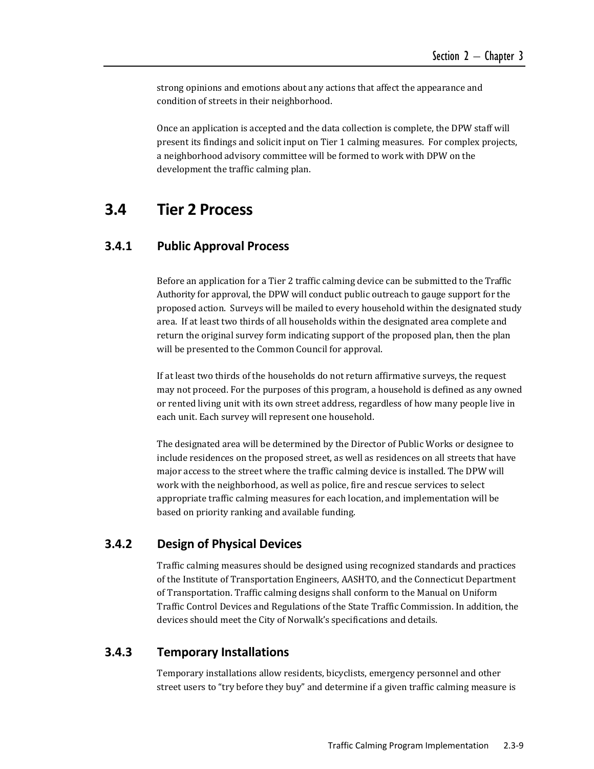strong opinions and emotions about any actions that affect the appearance and condition of streets in their neighborhood.

Once an application is accepted and the data collection is complete, the DPW staff will present its findings and solicit input on Tier 1 calming measures. For complex projects, a neighborhood advisory committee will be formed to work with DPW on the development the traffic calming plan.

## 3.4 Tier 2 Process

### 3.4.1 Public Approval Process

Before an application for a Tier 2 traffic calming device can be submitted to the Traffic Authority for approval, the DPW will conduct public outreach to gauge support for the proposed action. Surveys will be mailed to every household within the designated study area. If at least two thirds of all households within the designated area complete and return the original survey form indicating support of the proposed plan, then the plan will be presented to the Common Council for approval.

If at least two thirds of the households do not return affirmative surveys, the request may not proceed. For the purposes of this program, a household is defined as any owned or rented living unit with its own street address, regardless of how many people live in each unit. Each survey will represent one household.

The designated area will be determined by the Director of Public Works or designee to include residences on the proposed street, as well as residences on all streets that have major access to the street where the traffic calming device is installed. The DPW will work with the neighborhood, as well as police, fire and rescue services to select appropriate traffic calming measures for each location, and implementation will be based on priority ranking and available funding.

### 3.4.2 Design of Physical Devices

Traffic calming measures should be designed using recognized standards and practices of the Institute of Transportation Engineers, AASHTO, and the Connecticut Department of Transportation. Traffic calming designs shall conform to the Manual on Uniform Traffic Control Devices and Regulations of the State Traffic Commission. In addition, the devices should meet the City of Norwalk's specifications and details.

### 3.4.3 Temporary Installations

Temporary installations allow residents, bicyclists, emergency personnel and other street users to "try before they buy" and determine if a given traffic calming measure is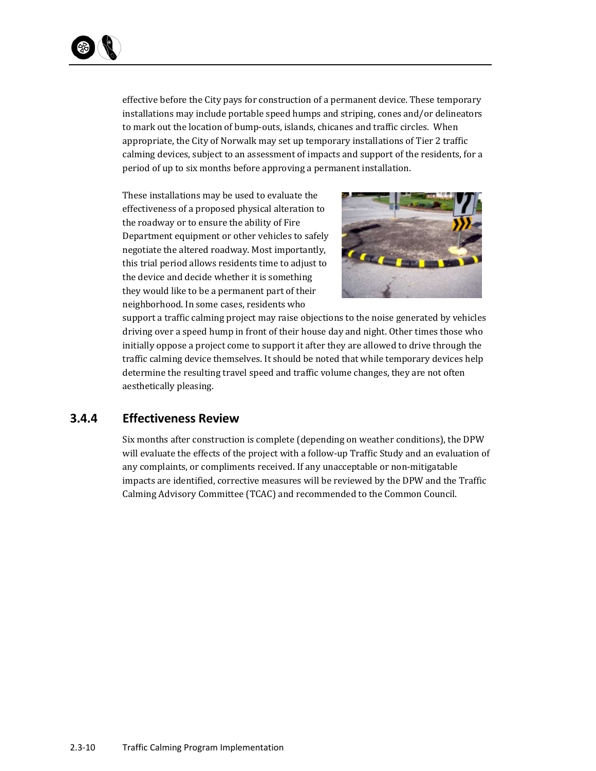effective before the City pays for construction of a permanent device. These temporary installations may include portable speed humps and striping, cones and/or delineators to mark out the location of bump-outs, islands, chicanes and traffic circles. When appropriate, the City of Norwalk may set up temporary installations of Tier 2 traffic calming devices, subject to an assessment of impacts and support of the residents, for a period of up to six months before approving a permanent installation.

These installations may be used to evaluate the effectiveness of a proposed physical alteration to the roadway or to ensure the ability of Fire Department equipment or other vehicles to safely negotiate the altered roadway. Most importantly, this trial period allows residents time to adjust to the device and decide whether it is something they would like to be a permanent part of their neighborhood. In some cases, residents who support a traffic calming project may raise objections to the noise generated by vehicles driving over a speed hump in front of their house day and night. Other times those who initially oppose a project come to support it after they are allowed to drive through the traffic calming device themselves. It should be noted that while temporary devices help determine the resulting travel speed and traffic volume changes, they are not often aesthetically pleasing.

### 3.4.4 Effectiveness Review

Six months after construction is complete (depending on weather conditions), the DPW will evaluate the effects of the project with a follow-up Traffic Study and an evaluation of any complaints, or compliments received. If any unacceptable or non-mitigatable impacts are identified, corrective measures will be reviewed by the DPW and the Traffic Calming Advisory Committee (TCAC) and recommended to the Common Council.